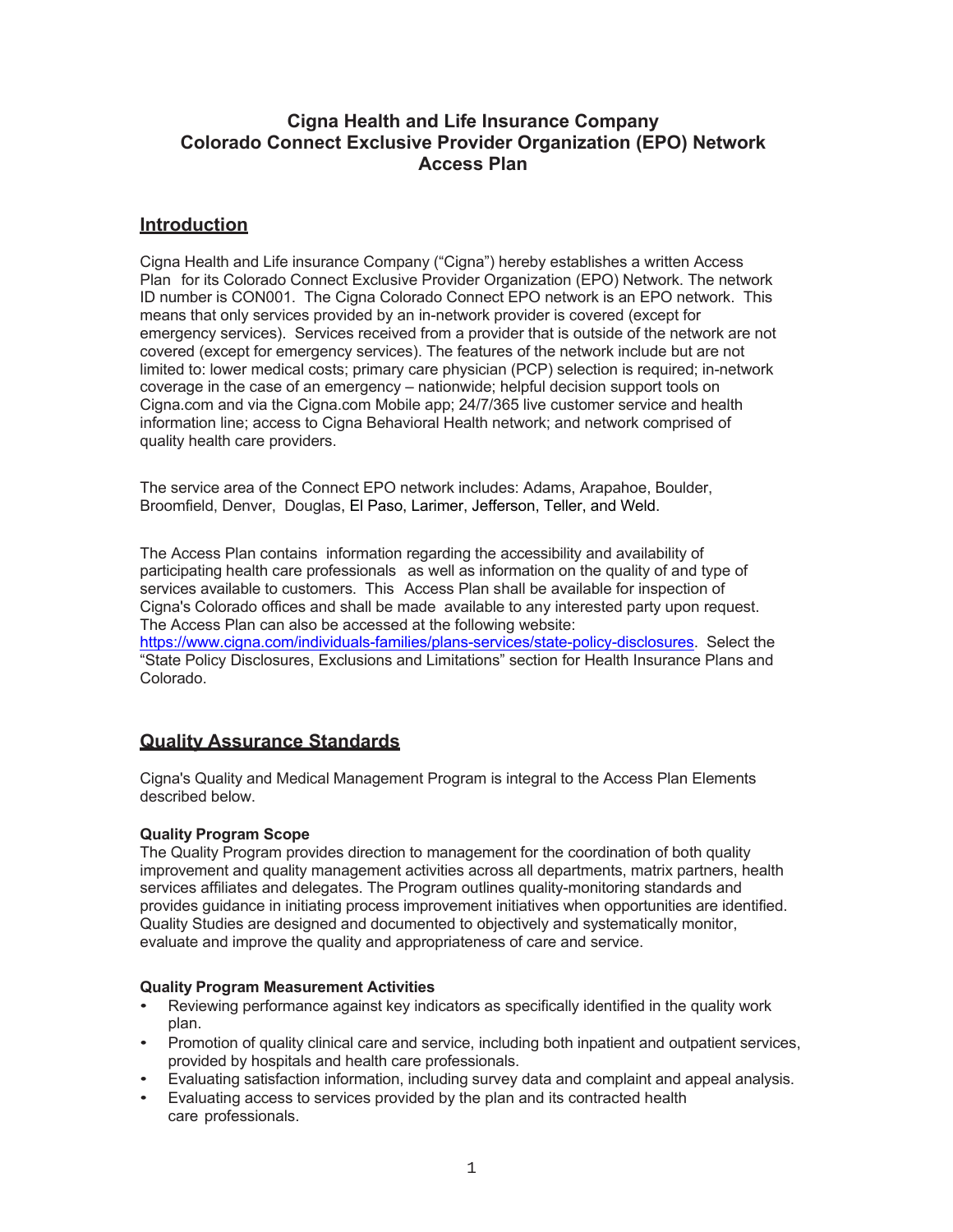# Cigna Health and Life Insurance Company
# Colorado Connect Exclusive Provider Organization (EPO) Network
# Access Plan

## Introduction

Cigna Health and Life insurance Company ("Cigna") hereby establishes a written Access Plan for its Colorado Connect Exclusive Provider Organization (EPO) Network. The network ID number is CON001. The Cigna Colorado Connect EPO network is an EPO network. This means that only services provided by an in-network provider is covered (except for emergency services). Services received from a provider that is outside of the network are not covered (except for emergency services). The features of the network include but are not limited to: lower medical costs; primary care physician (PCP) selection is required; in-network coverage in the case of an emergency – nationwide; helpful decision support tools on Cigna.com and via the Cigna.com Mobile app; 24/7/365 live customer service and health information line; access to Cigna Behavioral Health network; and network comprised of quality health care providers.

The service area of the Connect EPO network includes: Adams, Arapahoe, Boulder, Broomfield, Denver, Douglas, El Paso, Larimer, Jefferson, Teller, and Weld.

The Access Plan contains information regarding the accessibility and availability of participating health care professionals as well as information on the quality of and type of services available to customers. This Access Plan shall be available for inspection of Cigna's Colorado offices and shall be made available to any interested party upon request. The Access Plan can also be accessed at the following website: [https://www.cigna.com/individuals-families/plans-services/state-policy-disclosures](https://www.cigna.com/individuals-families/plans-services/state-policy-disclosures). Select the "State Policy Disclosures, Exclusions and Limitations" section for Health Insurance Plans and Colorado.

## Quality Assurance Standards

Cigna's Quality and Medical Management Program is integral to the Access Plan Elements described below.

**Quality Program Scope**

The Quality Program provides direction to management for the coordination of both quality improvement and quality management activities across all departments, matrix partners, health services affiliates and delegates. The Program outlines quality-monitoring standards and provides guidance in initiating process improvement initiatives when opportunities are identified. Quality Studies are designed and documented to objectively and systematically monitor, evaluate and improve the quality and appropriateness of care and service.

**Quality Program Measurement Activities**

- Reviewing performance against key indicators as specifically identified in the quality work plan.
- Promotion of quality clinical care and service, including both inpatient and outpatient services, provided by hospitals and health care professionals.
- Evaluating satisfaction information, including survey data and complaint and appeal analysis.
- Evaluating access to services provided by the plan and its contracted health care professionals.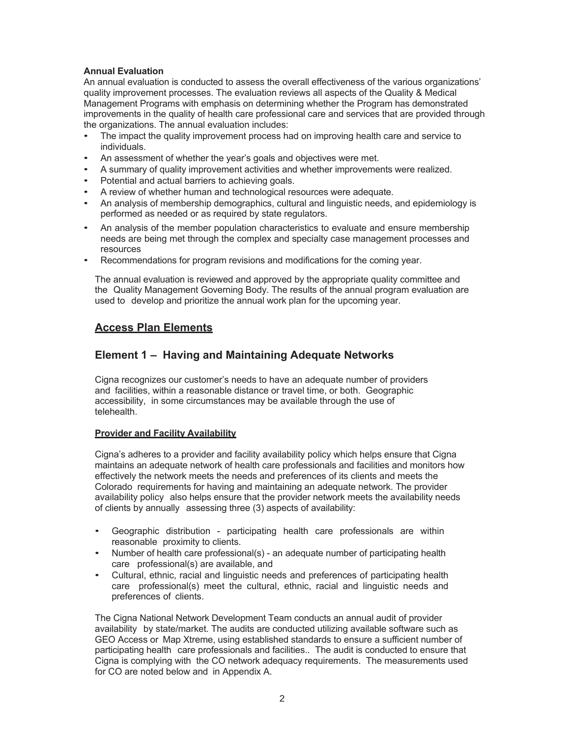**Annual Evaluation**

An annual evaluation is conducted to assess the overall effectiveness of the various organizations' quality improvement processes. The evaluation reviews all aspects of the Quality & Medical Management Programs with emphasis on determining whether the Program has demonstrated improvements in the quality of health care professional care and services that are provided through the organizations. The annual evaluation includes:

- The impact the quality improvement process had on improving health care and service to individuals.
- An assessment of whether the year's goals and objectives were met.
- A summary of quality improvement activities and whether improvements were realized.
- Potential and actual barriers to achieving goals.
- A review of whether human and technological resources were adequate.
- An analysis of membership demographics, cultural and linguistic needs, and epidemiology is performed as needed or as required by state regulators.
- An analysis of the member population characteristics to evaluate and ensure membership needs are being met through the complex and specialty case management processes and resources
- Recommendations for program revisions and modifications for the coming year.

The annual evaluation is reviewed and approved by the appropriate quality committee and the Quality Management Governing Body. The results of the annual program evaluation are used to develop and prioritize the annual work plan for the upcoming year.

## Access Plan Elements

## Element 1 – Having and Maintaining Adequate Networks

Cigna recognizes our customer's needs to have an adequate number of providers and facilities, within a reasonable distance or travel time, or both. Geographic accessibility, in some circumstances may be available through the use of telehealth.

### Provider and Facility Availability

Cigna's adheres to a provider and facility availability policy which helps ensure that Cigna maintains an adequate network of health care professionals and facilities and monitors how effectively the network meets the needs and preferences of its clients and meets the Colorado requirements for having and maintaining an adequate network. The provider availability policy also helps ensure that the provider network meets the availability needs of clients by annually assessing three (3) aspects of availability:

- Geographic distribution - participating health care professionals are within reasonable proximity to clients.
- Number of health care professional(s) - an adequate number of participating health care professional(s) are available, and
- Cultural, ethnic, racial and linguistic needs and preferences of participating health care professional(s) meet the cultural, ethnic, racial and linguistic needs and preferences of clients.

The Cigna National Network Development Team conducts an annual audit of provider availability by state/market. The audits are conducted utilizing available software such as GEO Access or Map Xtreme, using established standards to ensure a sufficient number of participating health care professionals and facilities.. The audit is conducted to ensure that Cigna is complying with the CO network adequacy requirements. The measurements used for CO are noted below and in Appendix A.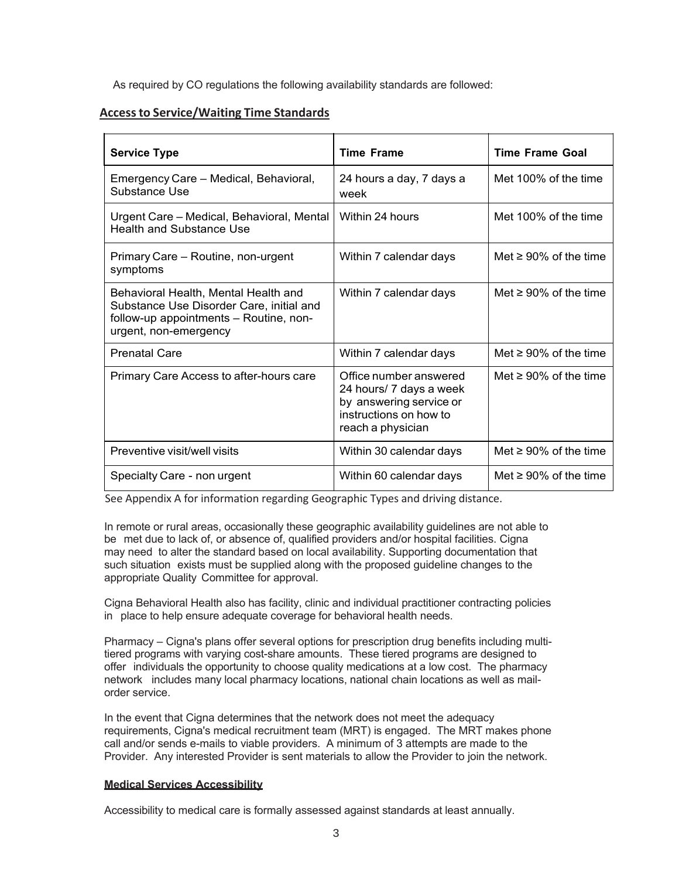As required by CO regulations the following availability standards are followed:

## Access to Service/Waiting Time Standards

| Service Type | Time Frame | Time Frame Goal |
|---|---|---|
| Emergency Care – Medical, Behavioral, Substance Use | 24 hours a day, 7 days a week | Met 100% of the time |
| Urgent Care – Medical, Behavioral, Mental Health and Substance Use | Within 24 hours | Met 100% of the time |
| Primary Care – Routine, non-urgent symptoms | Within 7 calendar days | Met ≥ 90% of the time |
| Behavioral Health, Mental Health and Substance Use Disorder Care, initial and follow-up appointments – Routine, non-urgent, non-emergency | Within 7 calendar days | Met ≥ 90% of the time |
| Prenatal Care | Within 7 calendar days | Met ≥ 90% of the time |
| Primary Care Access to after-hours care | Office number answered 24 hours/ 7 days a week by answering service or instructions on how to reach a physician | Met ≥ 90% of the time |
| Preventive visit/well visits | Within 30 calendar days | Met ≥ 90% of the time |
| Specialty Care - non urgent | Within 60 calendar days | Met ≥ 90% of the time |

See Appendix A for information regarding Geographic Types and driving distance.

In remote or rural areas, occasionally these geographic availability guidelines are not able to be met due to lack of, or absence of, qualified providers and/or hospital facilities. Cigna may need to alter the standard based on local availability. Supporting documentation that such situation exists must be supplied along with the proposed guideline changes to the appropriate Quality Committee for approval.

Cigna Behavioral Health also has facility, clinic and individual practitioner contracting policies in place to help ensure adequate coverage for behavioral health needs.

Pharmacy – Cigna's plans offer several options for prescription drug benefits including multi-tiered programs with varying cost-share amounts. These tiered programs are designed to offer individuals the opportunity to choose quality medications at a low cost. The pharmacy network includes many local pharmacy locations, national chain locations as well as mail-order service.

In the event that Cigna determines that the network does not meet the adequacy requirements, Cigna's medical recruitment team (MRT) is engaged. The MRT makes phone call and/or sends e-mails to viable providers. A minimum of 3 attempts are made to the Provider. Any interested Provider is sent materials to allow the Provider to join the network.

### Medical Services Accessibility

Accessibility to medical care is formally assessed against standards at least annually.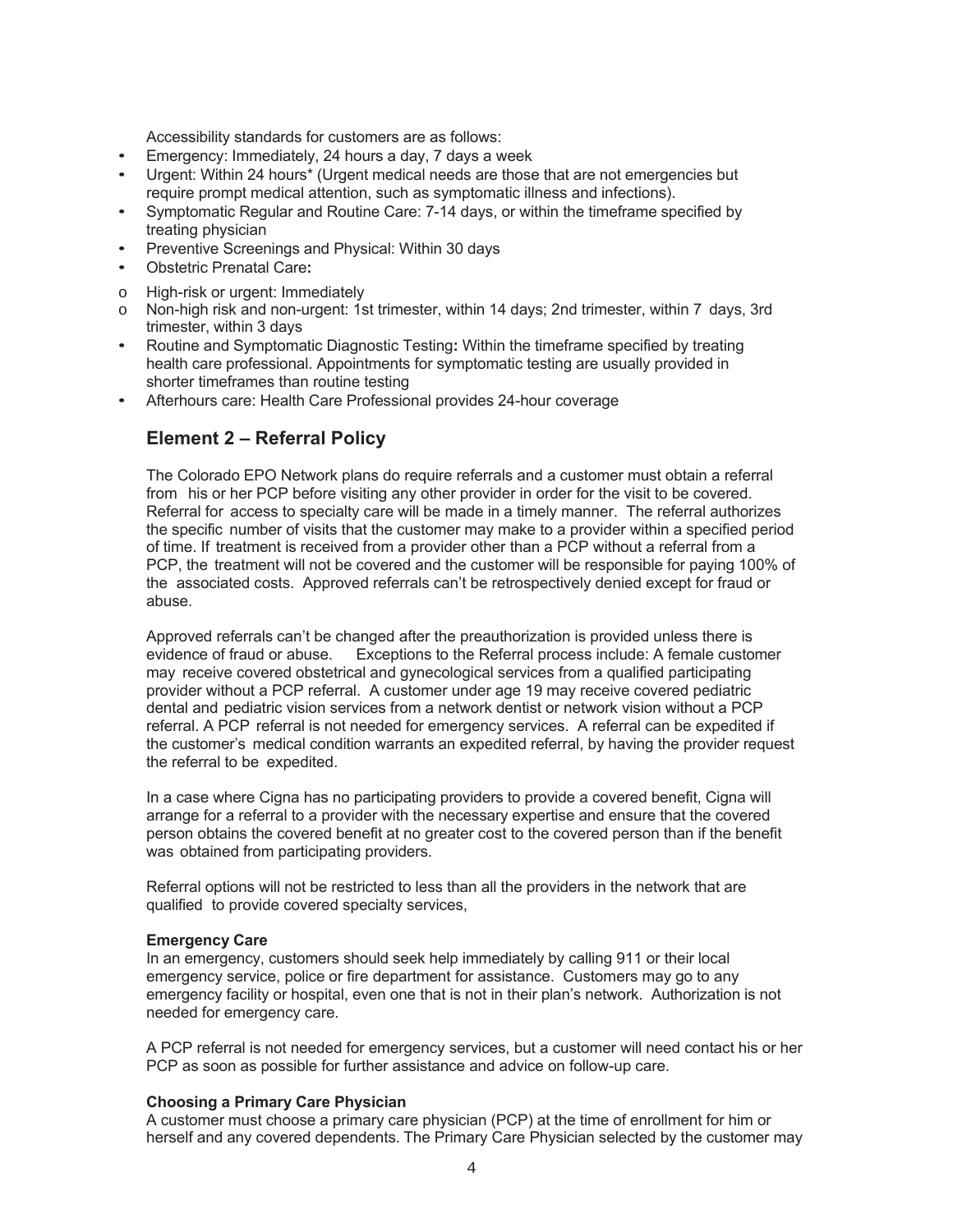Accessibility standards for customers are as follows:

- Emergency: Immediately, 24 hours a day, 7 days a week
- Urgent: Within 24 hours* (Urgent medical needs are those that are not emergencies but require prompt medical attention, such as symptomatic illness and infections).
- Symptomatic Regular and Routine Care: 7-14 days, or within the timeframe specified by treating physician
- Preventive Screenings and Physical: Within 30 days
- Obstetric Prenatal Care**:**
  - High-risk or urgent: Immediately
  - Non-high risk and non-urgent: 1st trimester, within 14 days; 2nd trimester, within 7 days, 3rd trimester, within 3 days
- Routine and Symptomatic Diagnostic Testing**:** Within the timeframe specified by treating health care professional. Appointments for symptomatic testing are usually provided in shorter timeframes than routine testing
- Afterhours care: Health Care Professional provides 24-hour coverage

## Element 2 – Referral Policy

The Colorado EPO Network plans do require referrals and a customer must obtain a referral from his or her PCP before visiting any other provider in order for the visit to be covered. Referral for access to specialty care will be made in a timely manner. The referral authorizes the specific number of visits that the customer may make to a provider within a specified period of time. If treatment is received from a provider other than a PCP without a referral from a PCP, the treatment will not be covered and the customer will be responsible for paying 100% of the associated costs. Approved referrals can't be retrospectively denied except for fraud or abuse.

Approved referrals can't be changed after the preauthorization is provided unless there is evidence of fraud or abuse. Exceptions to the Referral process include: A female customer may receive covered obstetrical and gynecological services from a qualified participating provider without a PCP referral. A customer under age 19 may receive covered pediatric dental and pediatric vision services from a network dentist or network vision without a PCP referral. A PCP referral is not needed for emergency services. A referral can be expedited if the customer's medical condition warrants an expedited referral, by having the provider request the referral to be expedited.

In a case where Cigna has no participating providers to provide a covered benefit, Cigna will arrange for a referral to a provider with the necessary expertise and ensure that the covered person obtains the covered benefit at no greater cost to the covered person than if the benefit was obtained from participating providers.

Referral options will not be restricted to less than all the providers in the network that are qualified to provide covered specialty services,

**Emergency Care**

In an emergency, customers should seek help immediately by calling 911 or their local emergency service, police or fire department for assistance. Customers may go to any emergency facility or hospital, even one that is not in their plan's network. Authorization is not needed for emergency care.

A PCP referral is not needed for emergency services, but a customer will need contact his or her PCP as soon as possible for further assistance and advice on follow-up care.

**Choosing a Primary Care Physician**

A customer must choose a primary care physician (PCP) at the time of enrollment for him or herself and any covered dependents. The Primary Care Physician selected by the customer may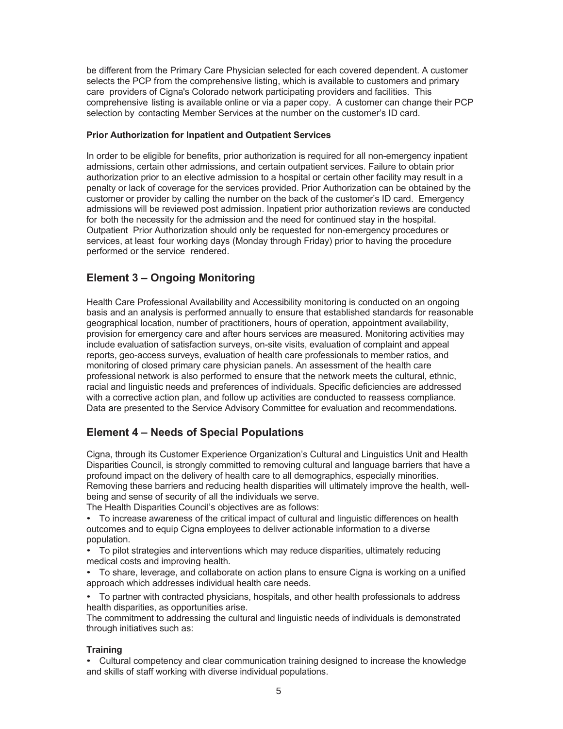be different from the Primary Care Physician selected for each covered dependent. A customer selects the PCP from the comprehensive listing, which is available to customers and primary care providers of Cigna's Colorado network participating providers and facilities. This comprehensive listing is available online or via a paper copy. A customer can change their PCP selection by contacting Member Services at the number on the customer's ID card.

**Prior Authorization for Inpatient and Outpatient Services**

In order to be eligible for benefits, prior authorization is required for all non-emergency inpatient admissions, certain other admissions, and certain outpatient services. Failure to obtain prior authorization prior to an elective admission to a hospital or certain other facility may result in a penalty or lack of coverage for the services provided. Prior Authorization can be obtained by the customer or provider by calling the number on the back of the customer's ID card. Emergency admissions will be reviewed post admission. Inpatient prior authorization reviews are conducted for both the necessity for the admission and the need for continued stay in the hospital. Outpatient Prior Authorization should only be requested for non-emergency procedures or services, at least four working days (Monday through Friday) prior to having the procedure performed or the service rendered.

## Element 3 – Ongoing Monitoring

Health Care Professional Availability and Accessibility monitoring is conducted on an ongoing basis and an analysis is performed annually to ensure that established standards for reasonable geographical location, number of practitioners, hours of operation, appointment availability, provision for emergency care and after hours services are measured. Monitoring activities may include evaluation of satisfaction surveys, on-site visits, evaluation of complaint and appeal reports, geo-access surveys, evaluation of health care professionals to member ratios, and monitoring of closed primary care physician panels. An assessment of the health care professional network is also performed to ensure that the network meets the cultural, ethnic, racial and linguistic needs and preferences of individuals. Specific deficiencies are addressed with a corrective action plan, and follow up activities are conducted to reassess compliance. Data are presented to the Service Advisory Committee for evaluation and recommendations.

## Element 4 – Needs of Special Populations

Cigna, through its Customer Experience Organization's Cultural and Linguistics Unit and Health Disparities Council, is strongly committed to removing cultural and language barriers that have a profound impact on the delivery of health care to all demographics, especially minorities. Removing these barriers and reducing health disparities will ultimately improve the health, well-being and sense of security of all the individuals we serve.

The Health Disparities Council's objectives are as follows:

- To increase awareness of the critical impact of cultural and linguistic differences on health outcomes and to equip Cigna employees to deliver actionable information to a diverse population.
- To pilot strategies and interventions which may reduce disparities, ultimately reducing medical costs and improving health.
- To share, leverage, and collaborate on action plans to ensure Cigna is working on a unified approach which addresses individual health care needs.
- To partner with contracted physicians, hospitals, and other health professionals to address health disparities, as opportunities arise.

The commitment to addressing the cultural and linguistic needs of individuals is demonstrated through initiatives such as:

**Training**

- Cultural competency and clear communication training designed to increase the knowledge and skills of staff working with diverse individual populations.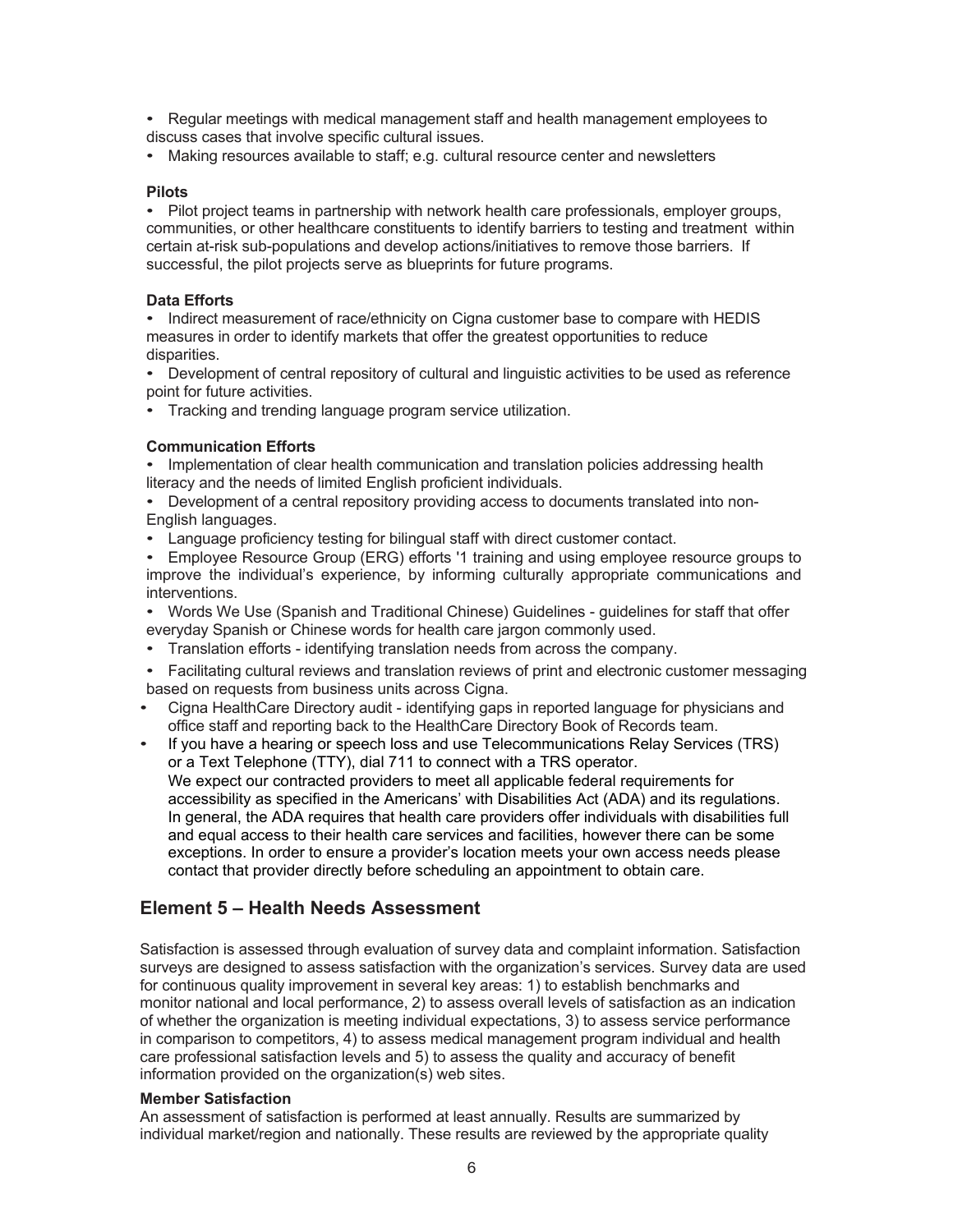- Regular meetings with medical management staff and health management employees to discuss cases that involve specific cultural issues.
- Making resources available to staff; e.g. cultural resource center and newsletters

**Pilots**

- Pilot project teams in partnership with network health care professionals, employer groups, communities, or other healthcare constituents to identify barriers to testing and treatment within certain at-risk sub-populations and develop actions/initiatives to remove those barriers. If successful, the pilot projects serve as blueprints for future programs.

**Data Efforts**

- Indirect measurement of race/ethnicity on Cigna customer base to compare with HEDIS measures in order to identify markets that offer the greatest opportunities to reduce disparities.
- Development of central repository of cultural and linguistic activities to be used as reference point for future activities.
- Tracking and trending language program service utilization.

**Communication Efforts**

- Implementation of clear health communication and translation policies addressing health literacy and the needs of limited English proficient individuals.
- Development of a central repository providing access to documents translated into non-English languages.
- Language proficiency testing for bilingual staff with direct customer contact.
- Employee Resource Group (ERG) efforts '1 training and using employee resource groups to improve the individual's experience, by informing culturally appropriate communications and interventions.
- Words We Use (Spanish and Traditional Chinese) Guidelines - guidelines for staff that offer everyday Spanish or Chinese words for health care jargon commonly used.
- Translation efforts - identifying translation needs from across the company.
- Facilitating cultural reviews and translation reviews of print and electronic customer messaging based on requests from business units across Cigna.
- Cigna HealthCare Directory audit - identifying gaps in reported language for physicians and office staff and reporting back to the HealthCare Directory Book of Records team.
- If you have a hearing or speech loss and use Telecommunications Relay Services (TRS) or a Text Telephone (TTY), dial 711 to connect with a TRS operator.
  We expect our contracted providers to meet all applicable federal requirements for accessibility as specified in the Americans' with Disabilities Act (ADA) and its regulations. In general, the ADA requires that health care providers offer individuals with disabilities full and equal access to their health care services and facilities, however there can be some exceptions. In order to ensure a provider's location meets your own access needs please contact that provider directly before scheduling an appointment to obtain care.

## Element 5 – Health Needs Assessment

Satisfaction is assessed through evaluation of survey data and complaint information. Satisfaction surveys are designed to assess satisfaction with the organization's services. Survey data are used for continuous quality improvement in several key areas: 1) to establish benchmarks and monitor national and local performance, 2) to assess overall levels of satisfaction as an indication of whether the organization is meeting individual expectations, 3) to assess service performance in comparison to competitors, 4) to assess medical management program individual and health care professional satisfaction levels and 5) to assess the quality and accuracy of benefit information provided on the organization(s) web sites.

**Member Satisfaction**

An assessment of satisfaction is performed at least annually. Results are summarized by individual market/region and nationally. These results are reviewed by the appropriate quality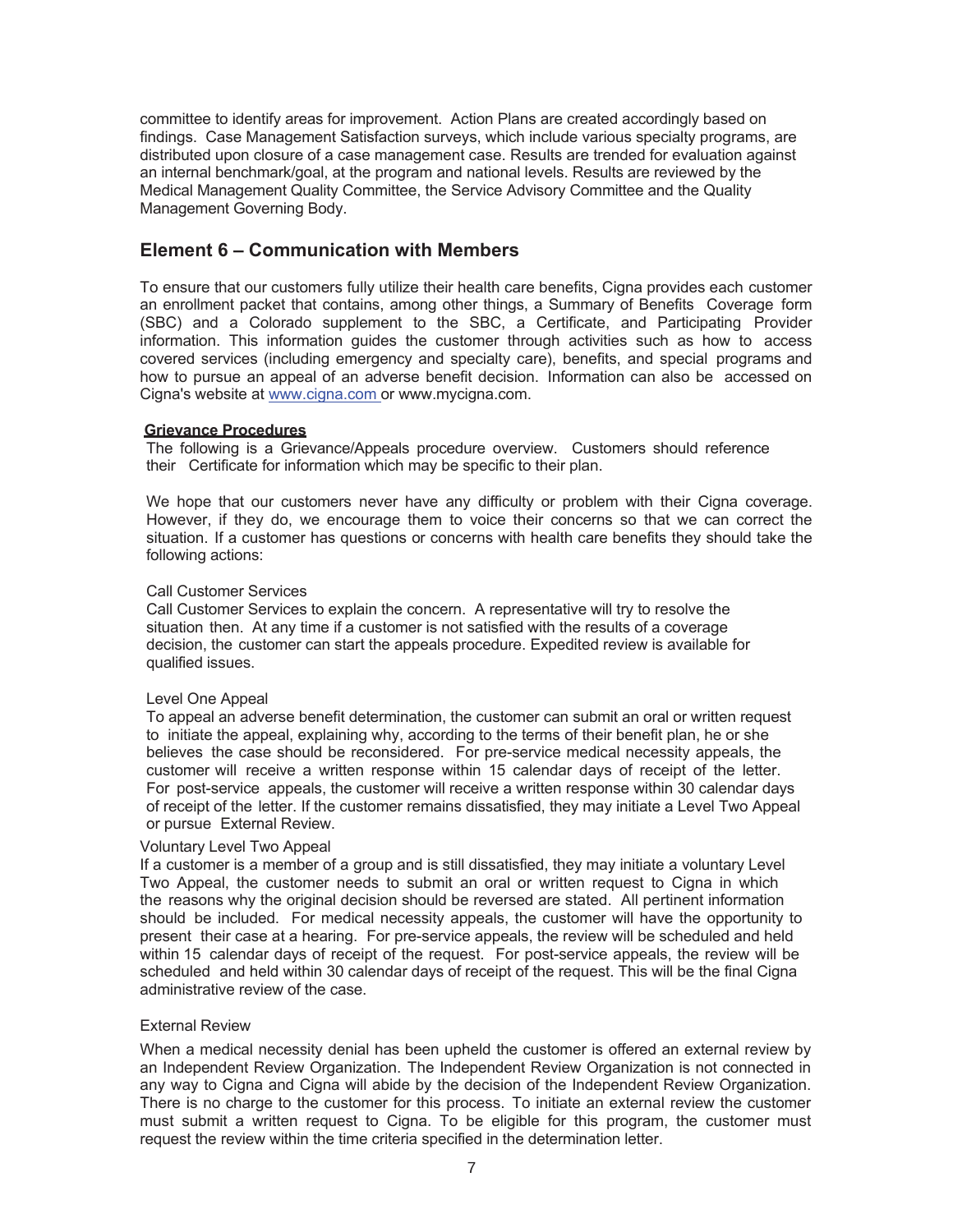committee to identify areas for improvement. Action Plans are created accordingly based on findings. Case Management Satisfaction surveys, which include various specialty programs, are distributed upon closure of a case management case. Results are trended for evaluation against an internal benchmark/goal, at the program and national levels. Results are reviewed by the Medical Management Quality Committee, the Service Advisory Committee and the Quality Management Governing Body.

## Element 6 – Communication with Members

To ensure that our customers fully utilize their health care benefits, Cigna provides each customer an enrollment packet that contains, among other things, a Summary of Benefits Coverage form (SBC) and a Colorado supplement to the SBC, a Certificate, and Participating Provider information. This information guides the customer through activities such as how to access covered services (including emergency and specialty care), benefits, and special programs and how to pursue an appeal of an adverse benefit decision. Information can also be accessed on Cigna's website at www.cigna.com or www.mycigna.com.

**Grievance Procedures**

The following is a Grievance/Appeals procedure overview. Customers should reference their Certificate for information which may be specific to their plan.

We hope that our customers never have any difficulty or problem with their Cigna coverage. However, if they do, we encourage them to voice their concerns so that we can correct the situation. If a customer has questions or concerns with health care benefits they should take the following actions:

Call Customer Services

Call Customer Services to explain the concern. A representative will try to resolve the situation then. At any time if a customer is not satisfied with the results of a coverage decision, the customer can start the appeals procedure. Expedited review is available for qualified issues.

Level One Appeal

To appeal an adverse benefit determination, the customer can submit an oral or written request to initiate the appeal, explaining why, according to the terms of their benefit plan, he or she believes the case should be reconsidered. For pre-service medical necessity appeals, the customer will receive a written response within 15 calendar days of receipt of the letter. For post-service appeals, the customer will receive a written response within 30 calendar days of receipt of the letter. If the customer remains dissatisfied, they may initiate a Level Two Appeal or pursue External Review.

Voluntary Level Two Appeal

If a customer is a member of a group and is still dissatisfied, they may initiate a voluntary Level Two Appeal, the customer needs to submit an oral or written request to Cigna in which the reasons why the original decision should be reversed are stated. All pertinent information should be included. For medical necessity appeals, the customer will have the opportunity to present their case at a hearing. For pre-service appeals, the review will be scheduled and held within 15 calendar days of receipt of the request. For post-service appeals, the review will be scheduled and held within 30 calendar days of receipt of the request. This will be the final Cigna administrative review of the case.

External Review

When a medical necessity denial has been upheld the customer is offered an external review by an Independent Review Organization. The Independent Review Organization is not connected in any way to Cigna and Cigna will abide by the decision of the Independent Review Organization. There is no charge to the customer for this process. To initiate an external review the customer must submit a written request to Cigna. To be eligible for this program, the customer must request the review within the time criteria specified in the determination letter.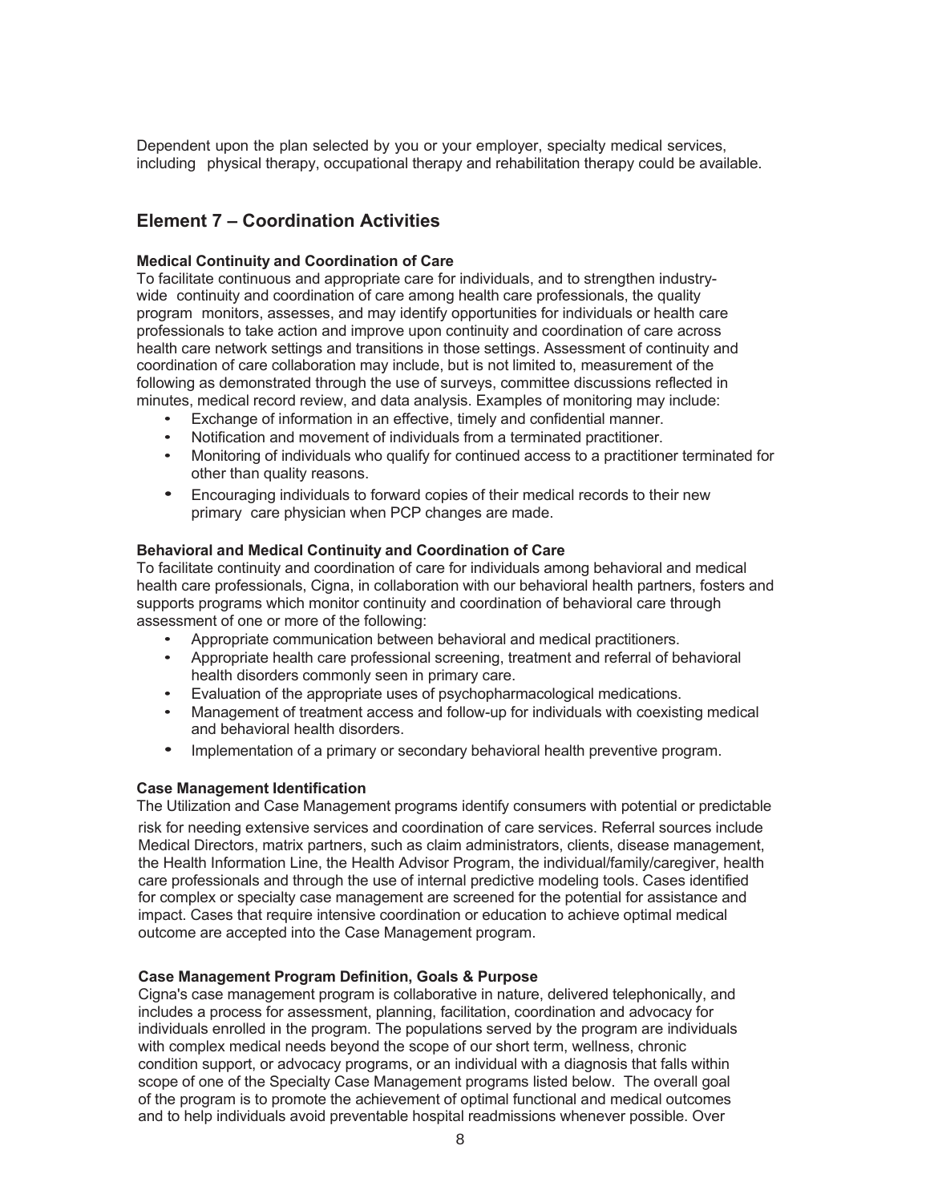Dependent upon the plan selected by you or your employer, specialty medical services, including physical therapy, occupational therapy and rehabilitation therapy could be available.

## Element 7 – Coordination Activities

**Medical Continuity and Coordination of Care**

To facilitate continuous and appropriate care for individuals, and to strengthen industry-wide continuity and coordination of care among health care professionals, the quality program monitors, assesses, and may identify opportunities for individuals or health care professionals to take action and improve upon continuity and coordination of care across health care network settings and transitions in those settings. Assessment of continuity and coordination of care collaboration may include, but is not limited to, measurement of the following as demonstrated through the use of surveys, committee discussions reflected in minutes, medical record review, and data analysis. Examples of monitoring may include:

- Exchange of information in an effective, timely and confidential manner.
- Notification and movement of individuals from a terminated practitioner.
- Monitoring of individuals who qualify for continued access to a practitioner terminated for other than quality reasons.
- Encouraging individuals to forward copies of their medical records to their new primary care physician when PCP changes are made.

**Behavioral and Medical Continuity and Coordination of Care**

To facilitate continuity and coordination of care for individuals among behavioral and medical health care professionals, Cigna, in collaboration with our behavioral health partners, fosters and supports programs which monitor continuity and coordination of behavioral care through assessment of one or more of the following:

- Appropriate communication between behavioral and medical practitioners.
- Appropriate health care professional screening, treatment and referral of behavioral health disorders commonly seen in primary care.
- Evaluation of the appropriate uses of psychopharmacological medications.
- Management of treatment access and follow-up for individuals with coexisting medical and behavioral health disorders.
- Implementation of a primary or secondary behavioral health preventive program.

**Case Management Identification**

The Utilization and Case Management programs identify consumers with potential or predictable risk for needing extensive services and coordination of care services. Referral sources include Medical Directors, matrix partners, such as claim administrators, clients, disease management, the Health Information Line, the Health Advisor Program, the individual/family/caregiver, health care professionals and through the use of internal predictive modeling tools. Cases identified for complex or specialty case management are screened for the potential for assistance and impact. Cases that require intensive coordination or education to achieve optimal medical outcome are accepted into the Case Management program.

**Case Management Program Definition, Goals & Purpose**

Cigna's case management program is collaborative in nature, delivered telephonically, and includes a process for assessment, planning, facilitation, coordination and advocacy for individuals enrolled in the program. The populations served by the program are individuals with complex medical needs beyond the scope of our short term, wellness, chronic condition support, or advocacy programs, or an individual with a diagnosis that falls within scope of one of the Specialty Case Management programs listed below. The overall goal of the program is to promote the achievement of optimal functional and medical outcomes and to help individuals avoid preventable hospital readmissions whenever possible. Over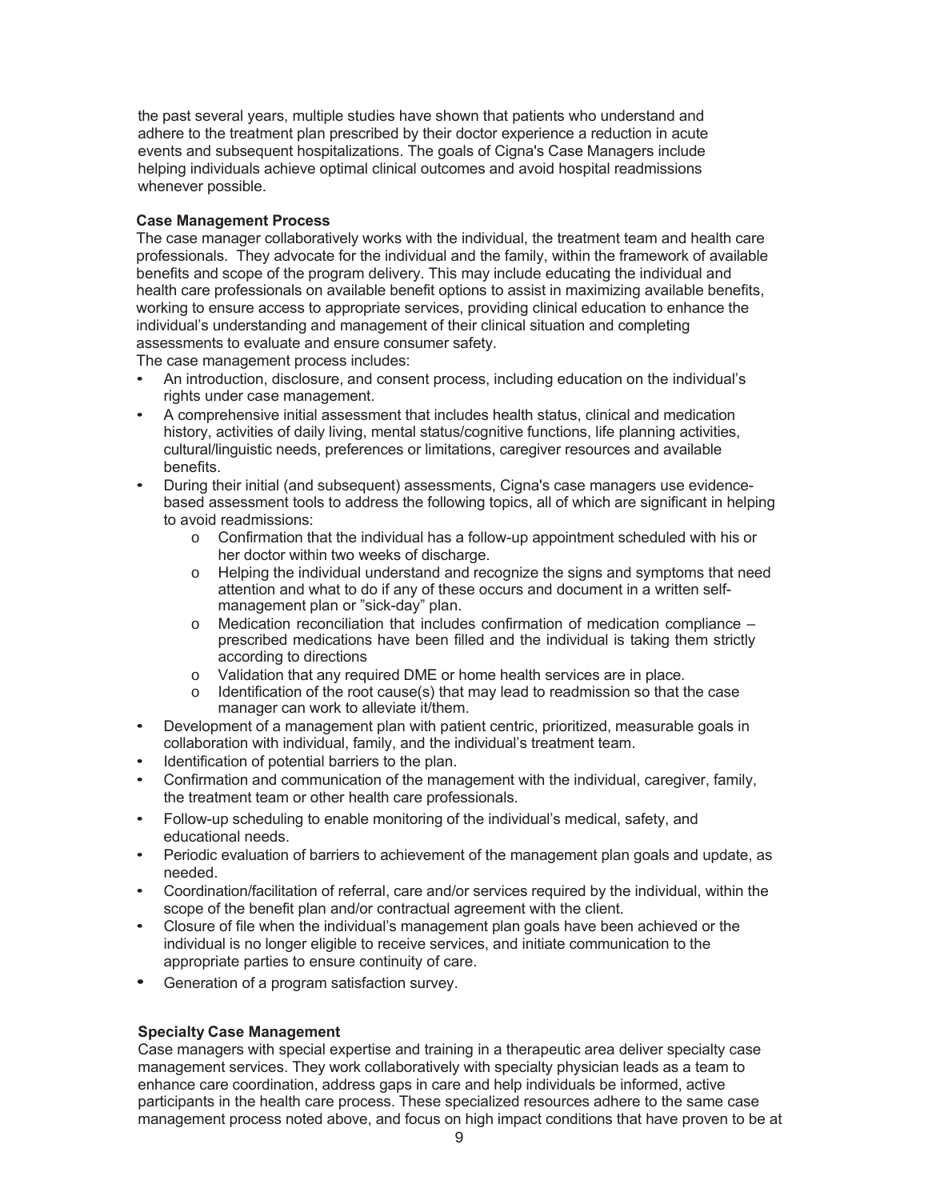the past several years, multiple studies have shown that patients who understand and adhere to the treatment plan prescribed by their doctor experience a reduction in acute events and subsequent hospitalizations. The goals of Cigna's Case Managers include helping individuals achieve optimal clinical outcomes and avoid hospital readmissions whenever possible.

**Case Management Process**

The case manager collaboratively works with the individual, the treatment team and health care professionals. They advocate for the individual and the family, within the framework of available benefits and scope of the program delivery. This may include educating the individual and health care professionals on available benefit options to assist in maximizing available benefits, working to ensure access to appropriate services, providing clinical education to enhance the individual's understanding and management of their clinical situation and completing assessments to evaluate and ensure consumer safety.

The case management process includes:

- An introduction, disclosure, and consent process, including education on the individual's rights under case management.
- A comprehensive initial assessment that includes health status, clinical and medication history, activities of daily living, mental status/cognitive functions, life planning activities, cultural/linguistic needs, preferences or limitations, caregiver resources and available benefits.
- During their initial (and subsequent) assessments, Cigna's case managers use evidence-based assessment tools to address the following topics, all of which are significant in helping to avoid readmissions:
  - Confirmation that the individual has a follow-up appointment scheduled with his or her doctor within two weeks of discharge.
  - Helping the individual understand and recognize the signs and symptoms that need attention and what to do if any of these occurs and document in a written self-management plan or "sick-day" plan.
  - Medication reconciliation that includes confirmation of medication compliance – prescribed medications have been filled and the individual is taking them strictly according to directions
  - Validation that any required DME or home health services are in place.
  - Identification of the root cause(s) that may lead to readmission so that the case manager can work to alleviate it/them.
- Development of a management plan with patient centric, prioritized, measurable goals in collaboration with individual, family, and the individual's treatment team.
- Identification of potential barriers to the plan.
- Confirmation and communication of the management with the individual, caregiver, family, the treatment team or other health care professionals.
- Follow-up scheduling to enable monitoring of the individual's medical, safety, and educational needs.
- Periodic evaluation of barriers to achievement of the management plan goals and update, as needed.
- Coordination/facilitation of referral, care and/or services required by the individual, within the scope of the benefit plan and/or contractual agreement with the client.
- Closure of file when the individual's management plan goals have been achieved or the individual is no longer eligible to receive services, and initiate communication to the appropriate parties to ensure continuity of care.
- Generation of a program satisfaction survey.

**Specialty Case Management**

Case managers with special expertise and training in a therapeutic area deliver specialty case management services. They work collaboratively with specialty physician leads as a team to enhance care coordination, address gaps in care and help individuals be informed, active participants in the health care process. These specialized resources adhere to the same case management process noted above, and focus on high impact conditions that have proven to be at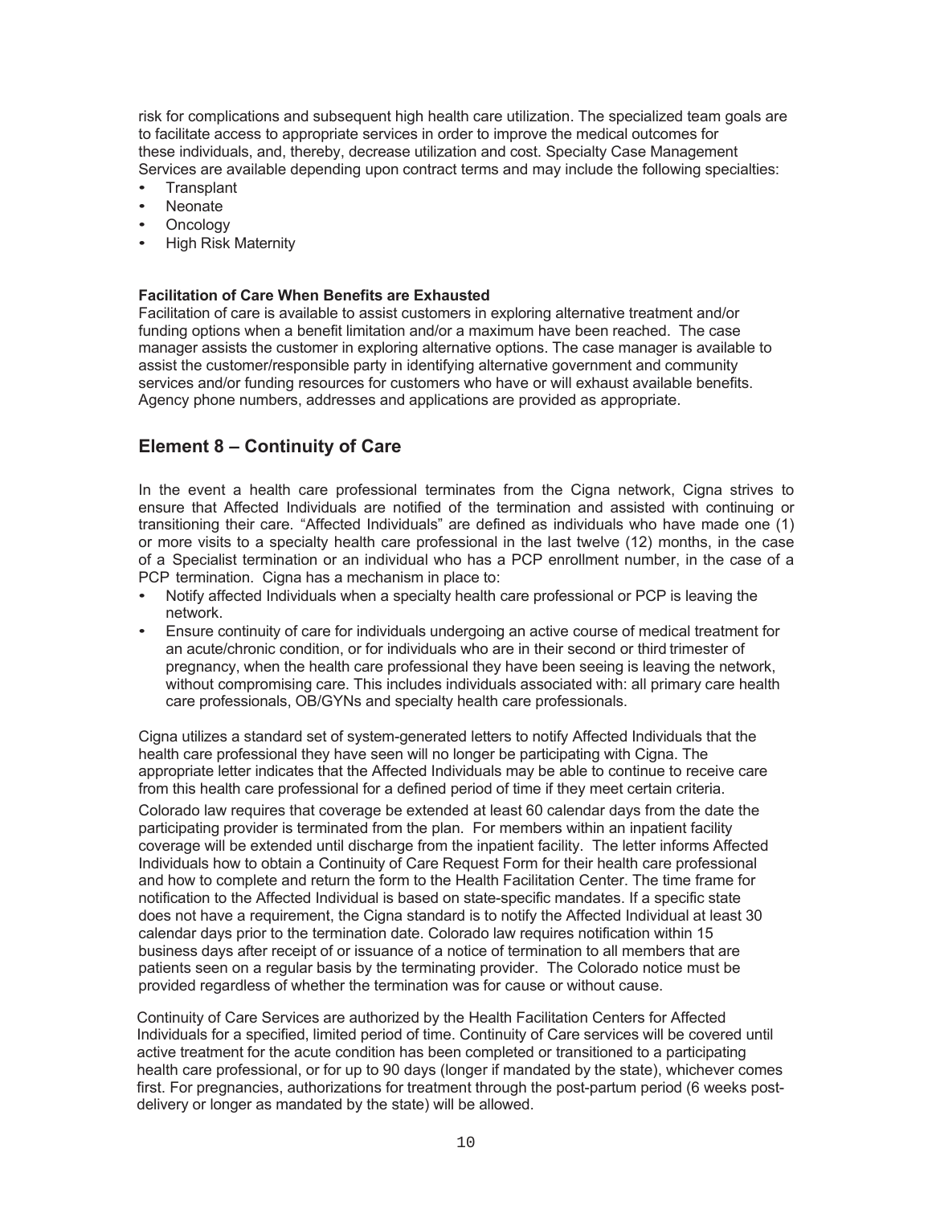risk for complications and subsequent high health care utilization. The specialized team goals are to facilitate access to appropriate services in order to improve the medical outcomes for these individuals, and, thereby, decrease utilization and cost. Specialty Case Management Services are available depending upon contract terms and may include the following specialties:

- Transplant
- Neonate
- Oncology
- High Risk Maternity

**Facilitation of Care When Benefits are Exhausted**

Facilitation of care is available to assist customers in exploring alternative treatment and/or funding options when a benefit limitation and/or a maximum have been reached. The case manager assists the customer in exploring alternative options. The case manager is available to assist the customer/responsible party in identifying alternative government and community services and/or funding resources for customers who have or will exhaust available benefits. Agency phone numbers, addresses and applications are provided as appropriate.

## Element 8 – Continuity of Care

In the event a health care professional terminates from the Cigna network, Cigna strives to ensure that Affected Individuals are notified of the termination and assisted with continuing or transitioning their care. "Affected Individuals" are defined as individuals who have made one (1) or more visits to a specialty health care professional in the last twelve (12) months, in the case of a Specialist termination or an individual who has a PCP enrollment number, in the case of a PCP termination. Cigna has a mechanism in place to:

- Notify affected Individuals when a specialty health care professional or PCP is leaving the network.
- Ensure continuity of care for individuals undergoing an active course of medical treatment for an acute/chronic condition, or for individuals who are in their second or third trimester of pregnancy, when the health care professional they have been seeing is leaving the network, without compromising care. This includes individuals associated with: all primary care health care professionals, OB/GYNs and specialty health care professionals.

Cigna utilizes a standard set of system-generated letters to notify Affected Individuals that the health care professional they have seen will no longer be participating with Cigna. The appropriate letter indicates that the Affected Individuals may be able to continue to receive care from this health care professional for a defined period of time if they meet certain criteria.

Colorado law requires that coverage be extended at least 60 calendar days from the date the participating provider is terminated from the plan. For members within an inpatient facility coverage will be extended until discharge from the inpatient facility. The letter informs Affected Individuals how to obtain a Continuity of Care Request Form for their health care professional and how to complete and return the form to the Health Facilitation Center. The time frame for notification to the Affected Individual is based on state-specific mandates. If a specific state does not have a requirement, the Cigna standard is to notify the Affected Individual at least 30 calendar days prior to the termination date. Colorado law requires notification within 15 business days after receipt of or issuance of a notice of termination to all members that are patients seen on a regular basis by the terminating provider. The Colorado notice must be provided regardless of whether the termination was for cause or without cause.

Continuity of Care Services are authorized by the Health Facilitation Centers for Affected Individuals for a specified, limited period of time. Continuity of Care services will be covered until active treatment for the acute condition has been completed or transitioned to a participating health care professional, or for up to 90 days (longer if mandated by the state), whichever comes first. For pregnancies, authorizations for treatment through the post-partum period (6 weeks post-delivery or longer as mandated by the state) will be allowed.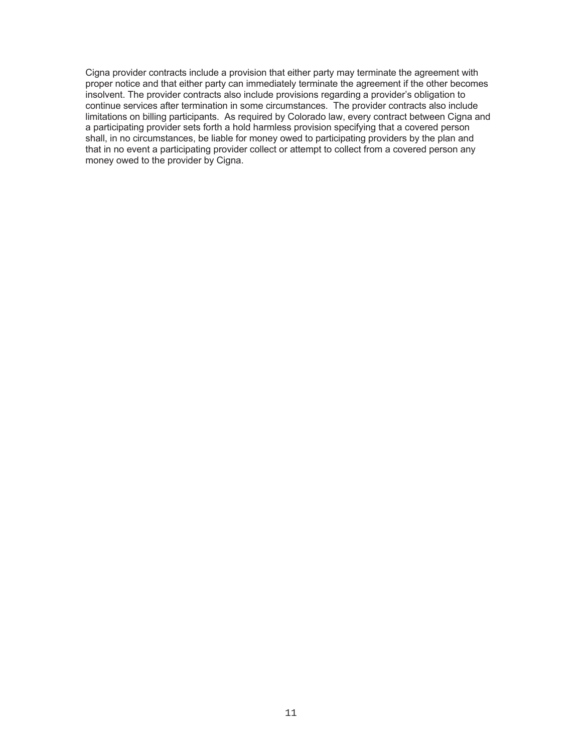Cigna provider contracts include a provision that either party may terminate the agreement with proper notice and that either party can immediately terminate the agreement if the other becomes insolvent. The provider contracts also include provisions regarding a provider's obligation to continue services after termination in some circumstances. The provider contracts also include limitations on billing participants. As required by Colorado law, every contract between Cigna and a participating provider sets forth a hold harmless provision specifying that a covered person shall, in no circumstances, be liable for money owed to participating providers by the plan and that in no event a participating provider collect or attempt to collect from a covered person any money owed to the provider by Cigna.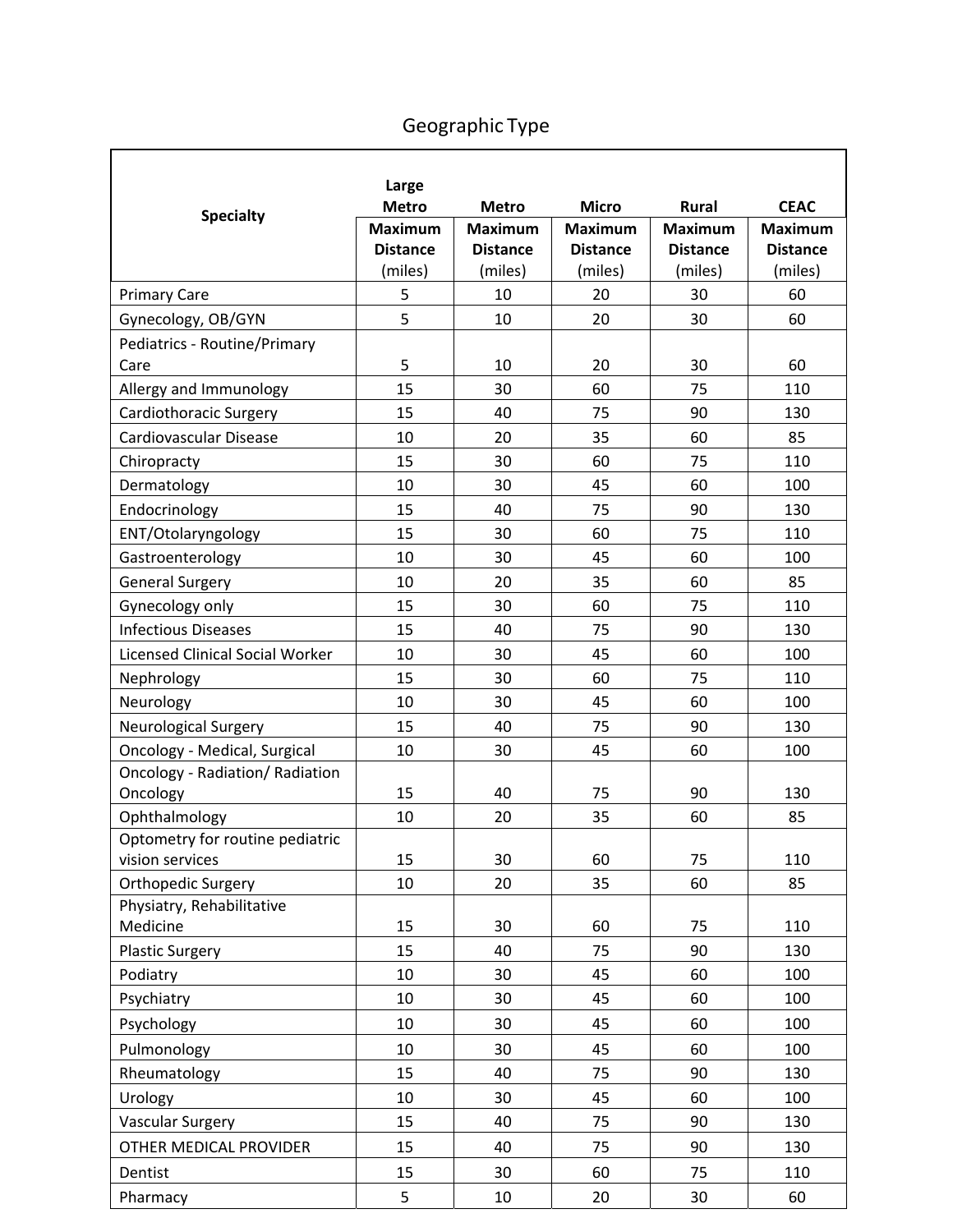Geographic Type

| Specialty | Large Metro | Metro | Micro | Rural | CEAC |
|---|---|---|---|---|---|
| | Maximum Distance (miles) | Maximum Distance (miles) | Maximum Distance (miles) | Maximum Distance (miles) | Maximum Distance (miles) |
| Primary Care | 5 | 10 | 20 | 30 | 60 |
| Gynecology, OB/GYN | 5 | 10 | 20 | 30 | 60 |
| Pediatrics - Routine/Primary Care | 5 | 10 | 20 | 30 | 60 |
| Allergy and Immunology | 15 | 30 | 60 | 75 | 110 |
| Cardiothoracic Surgery | 15 | 40 | 75 | 90 | 130 |
| Cardiovascular Disease | 10 | 20 | 35 | 60 | 85 |
| Chiropracty | 15 | 30 | 60 | 75 | 110 |
| Dermatology | 10 | 30 | 45 | 60 | 100 |
| Endocrinology | 15 | 40 | 75 | 90 | 130 |
| ENT/Otolaryngology | 15 | 30 | 60 | 75 | 110 |
| Gastroenterology | 10 | 30 | 45 | 60 | 100 |
| General Surgery | 10 | 20 | 35 | 60 | 85 |
| Gynecology only | 15 | 30 | 60 | 75 | 110 |
| Infectious Diseases | 15 | 40 | 75 | 90 | 130 |
| Licensed Clinical Social Worker | 10 | 30 | 45 | 60 | 100 |
| Nephrology | 15 | 30 | 60 | 75 | 110 |
| Neurology | 10 | 30 | 45 | 60 | 100 |
| Neurological Surgery | 15 | 40 | 75 | 90 | 130 |
| Oncology - Medical, Surgical | 10 | 30 | 45 | 60 | 100 |
| Oncology - Radiation/ Radiation Oncology | 15 | 40 | 75 | 90 | 130 |
| Ophthalmology | 10 | 20 | 35 | 60 | 85 |
| Optometry for routine pediatric vision services | 15 | 30 | 60 | 75 | 110 |
| Orthopedic Surgery | 10 | 20 | 35 | 60 | 85 |
| Physiatry, Rehabilitative Medicine | 15 | 30 | 60 | 75 | 110 |
| Plastic Surgery | 15 | 40 | 75 | 90 | 130 |
| Podiatry | 10 | 30 | 45 | 60 | 100 |
| Psychiatry | 10 | 30 | 45 | 60 | 100 |
| Psychology | 10 | 30 | 45 | 60 | 100 |
| Pulmonology | 10 | 30 | 45 | 60 | 100 |
| Rheumatology | 15 | 40 | 75 | 90 | 130 |
| Urology | 10 | 30 | 45 | 60 | 100 |
| Vascular Surgery | 15 | 40 | 75 | 90 | 130 |
| OTHER MEDICAL PROVIDER | 15 | 40 | 75 | 90 | 130 |
| Dentist | 15 | 30 | 60 | 75 | 110 |
| Pharmacy | 5 | 10 | 20 | 30 | 60 |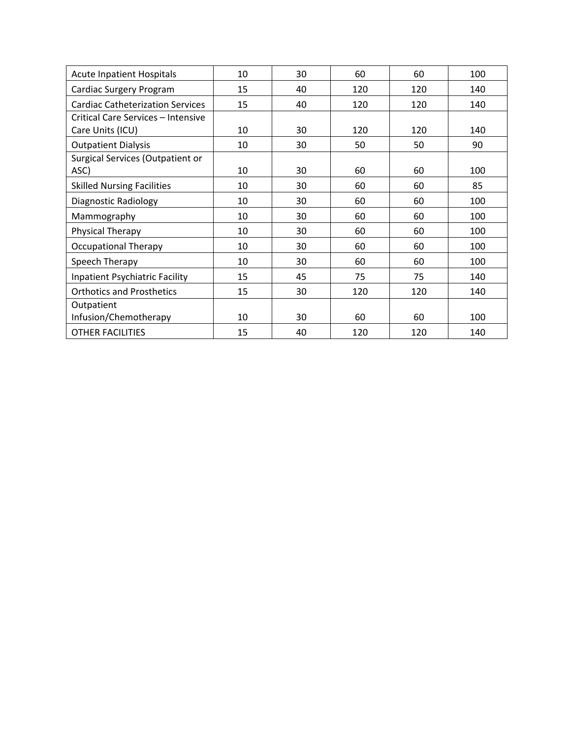| Acute Inpatient Hospitals | 10 | 30 | 60 | 60 | 100 |
|---|---|---|---|---|---|
| Cardiac Surgery Program | 15 | 40 | 120 | 120 | 140 |
| Cardiac Catheterization Services | 15 | 40 | 120 | 120 | 140 |
| Critical Care Services – Intensive Care Units (ICU) | 10 | 30 | 120 | 120 | 140 |
| Outpatient Dialysis | 10 | 30 | 50 | 50 | 90 |
| Surgical Services (Outpatient or ASC) | 10 | 30 | 60 | 60 | 100 |
| Skilled Nursing Facilities | 10 | 30 | 60 | 60 | 85 |
| Diagnostic Radiology | 10 | 30 | 60 | 60 | 100 |
| Mammography | 10 | 30 | 60 | 60 | 100 |
| Physical Therapy | 10 | 30 | 60 | 60 | 100 |
| Occupational Therapy | 10 | 30 | 60 | 60 | 100 |
| Speech Therapy | 10 | 30 | 60 | 60 | 100 |
| Inpatient Psychiatric Facility | 15 | 45 | 75 | 75 | 140 |
| Orthotics and Prosthetics | 15 | 30 | 120 | 120 | 140 |
| Outpatient Infusion/Chemotherapy | 10 | 30 | 60 | 60 | 100 |
| OTHER FACILITIES | 15 | 40 | 120 | 120 | 140 |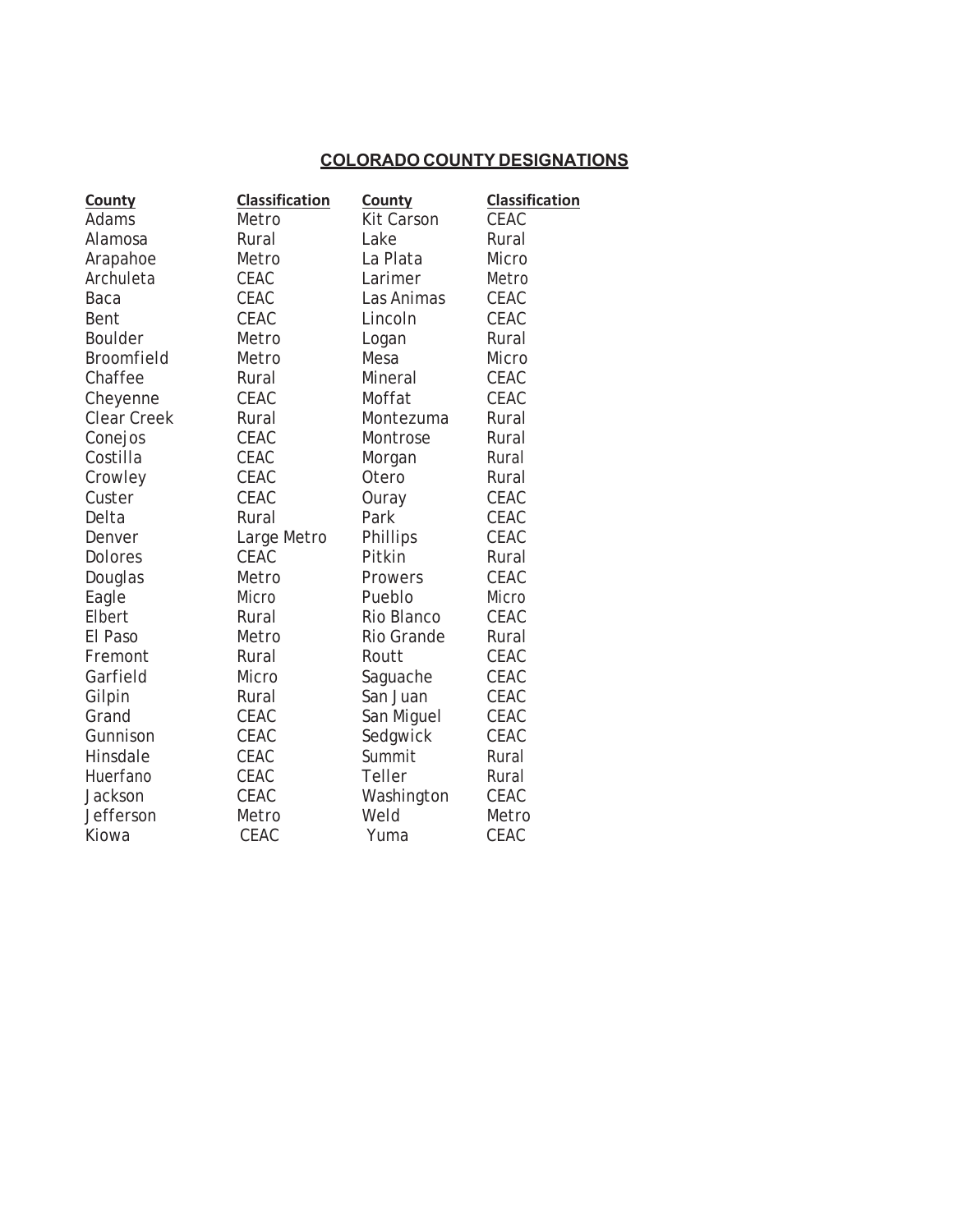# COLORADO COUNTY DESIGNATIONS

| County | Classification | County | Classification |
|---|---|---|---|
| Adams | Metro | Kit Carson | CEAC |
| Alamosa | Rural | Lake | Rural |
| Arapahoe | Metro | La Plata | Micro |
| Archuleta | CEAC | Larimer | Metro |
| Baca | CEAC | Las Animas | CEAC |
| Bent | CEAC | Lincoln | CEAC |
| Boulder | Metro | Logan | Rural |
| Broomfield | Metro | Mesa | Micro |
| Chaffee | Rural | Mineral | CEAC |
| Cheyenne | CEAC | Moffat | CEAC |
| Clear Creek | Rural | Montezuma | Rural |
| Conejos | CEAC | Montrose | Rural |
| Costilla | CEAC | Morgan | Rural |
| Crowley | CEAC | Otero | Rural |
| Custer | CEAC | Ouray | CEAC |
| Delta | Rural | Park | CEAC |
| Denver | Large Metro | Phillips | CEAC |
| Dolores | CEAC | Pitkin | Rural |
| Douglas | Metro | Prowers | CEAC |
| Eagle | Micro | Pueblo | Micro |
| Elbert | Rural | Rio Blanco | CEAC |
| El Paso | Metro | Rio Grande | Rural |
| Fremont | Rural | Routt | CEAC |
| Garfield | Micro | Saguache | CEAC |
| Gilpin | Rural | San Juan | CEAC |
| Grand | CEAC | San Miguel | CEAC |
| Gunnison | CEAC | Sedgwick | CEAC |
| Hinsdale | CEAC | Summit | Rural |
| Huerfano | CEAC | Teller | Rural |
| Jackson | CEAC | Washington | CEAC |
| Jefferson | Metro | Weld | Metro |
| Kiowa | CEAC | Yuma | CEAC |